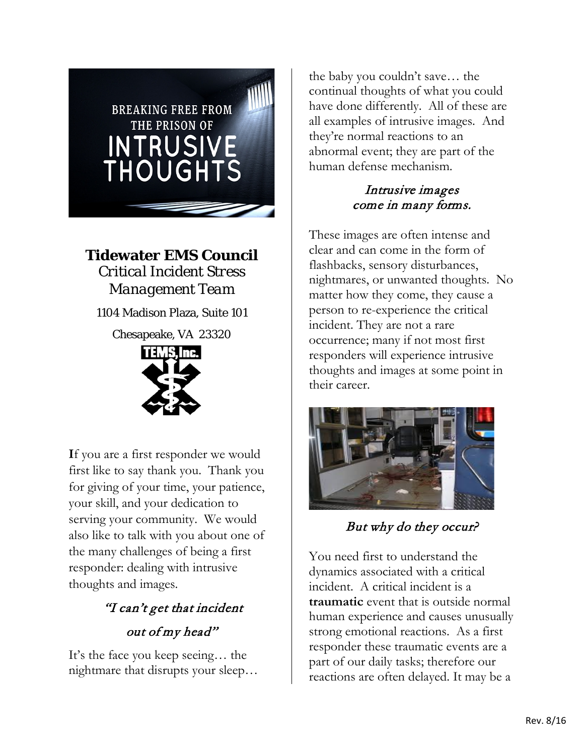BREAKING FREE FROM THE PRISON OF

# INTRUSIVE THOUGHTS

**Tidewater EMS Council**
*Critical Incident Stress Management Team*

1104 Madison Plaza, Suite 101

Chesapeake, VA 23320

TEMS, Inc.

**I**f you are a first responder we would first like to say thank you. Thank you for giving of your time, your patience, your skill, and your dedication to serving your community. We would also like to talk with you about one of the many challenges of being a first responder: dealing with intrusive thoughts and images.

### *"I can't get that incident out of my head"*

It's the face you keep seeing… the nightmare that disrupts your sleep… the baby you couldn't save… the continual thoughts of what you could have done differently. All of these are all examples of intrusive images. And they're normal reactions to an abnormal event; they are part of the human defense mechanism.

### *Intrusive images come in many forms.*

These images are often intense and clear and can come in the form of flashbacks, sensory disturbances, nightmares, or unwanted thoughts. No matter how they come, they cause a person to re-experience the critical incident. They are not a rare occurrence; many if not most first responders will experience intrusive thoughts and images at some point in their career.

### *But why do they occur?*

You need first to understand the dynamics associated with a critical incident. A critical incident is a **traumatic** event that is outside normal human experience and causes unusually strong emotional reactions. As a first responder these traumatic events are a part of our daily tasks; therefore our reactions are often delayed. It may be a

Rev. 8/16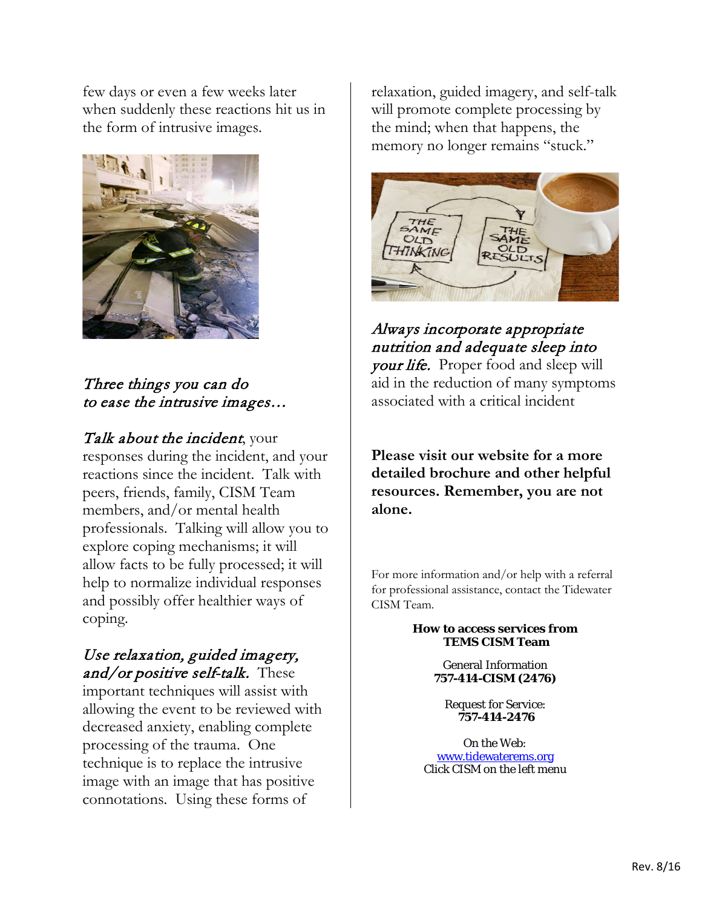few days or even a few weeks later when suddenly these reactions hit us in the form of intrusive images.

*Three things you can do to ease the intrusive images…*

***Talk about the incident***, your responses during the incident, and your reactions since the incident. Talk with peers, friends, family, CISM Team members, and/or mental health professionals. Talking will allow you to explore coping mechanisms; it will allow facts to be fully processed; it will help to normalize individual responses and possibly offer healthier ways of coping.

***Use relaxation, guided imagery, and/or positive self-talk.*** These important techniques will assist with allowing the event to be reviewed with decreased anxiety, enabling complete processing of the trauma. One technique is to replace the intrusive image with an image that has positive connotations. Using these forms of relaxation, guided imagery, and self-talk will promote complete processing by the mind; when that happens, the memory no longer remains "stuck."

***Always incorporate appropriate nutrition and adequate sleep into your life.*** Proper food and sleep will aid in the reduction of many symptoms associated with a critical incident

**Please visit our website for a more detailed brochure and other helpful resources. Remember, you are not alone.**

For more information and/or help with a referral for professional assistance, contact the Tidewater CISM Team.

**How to access services from TEMS CISM Team**

General Information
**757-414-CISM (2476)**

Request for Service:
**757-414-2476**

On the Web:
www.tidewaterems.org
Click CISM on the left menu

Rev. 8/16